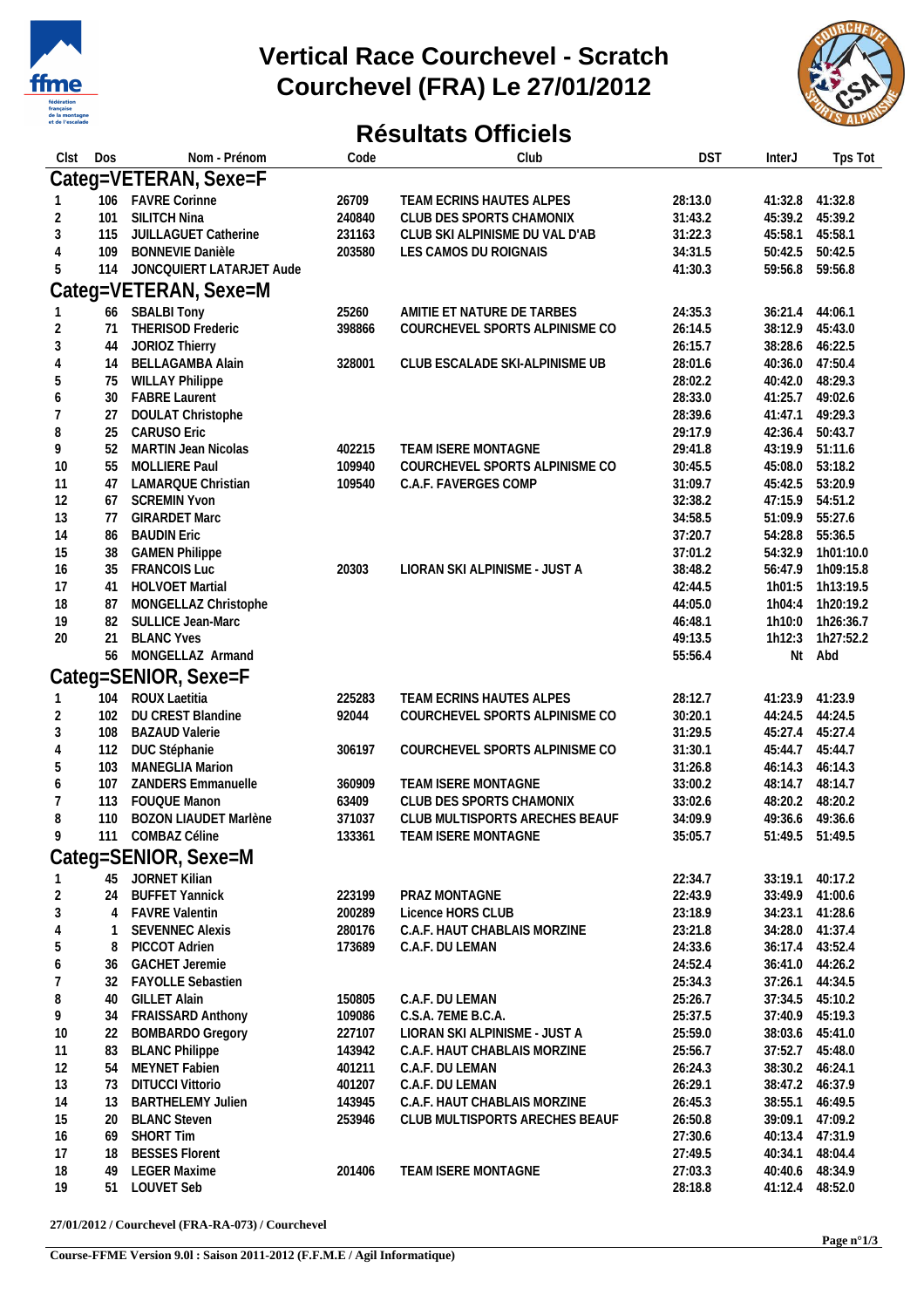# Vertical Race Courchevel - Scratch
# Courchevel (FRA) Le 27/01/2012

## Résultats Officiels

| Clst | Dos | Nom - Prénom | Code | Club | DST | InterJ | Tps Tot |
|---|---|---|---|---|---|---|---|
| **Categ=VETERAN, Sexe=F** | | | | | | | |
| 1 | 106 | FAVRE Corinne | 26709 | TEAM ECRINS HAUTES ALPES | 28:13.0 | 41:32.8 | 41:32.8 |
| 2 | 101 | SILITCH Nina | 240840 | CLUB DES SPORTS CHAMONIX | 31:43.2 | 45:39.2 | 45:39.2 |
| 3 | 115 | JUILLAGUET Catherine | 231163 | CLUB SKI ALPINISME DU VAL D'AB | 31:22.3 | 45:58.1 | 45:58.1 |
| 4 | 109 | BONNEVIE Danièle | 203580 | LES CAMOS DU ROIGNAIS | 34:31.5 | 50:42.5 | 50:42.5 |
| 5 | 114 | JONCQUIERT LATARJET Aude | | | 41:30.3 | 59:56.8 | 59:56.8 |
| **Categ=VETERAN, Sexe=M** | | | | | | | |
| 1 | 66 | SBALBI Tony | 25260 | AMITIE ET NATURE DE TARBES | 24:35.3 | 36:21.4 | 44:06.1 |
| 2 | 71 | THERISOD Frederic | 398866 | COURCHEVEL SPORTS ALPINISME CO | 26:14.5 | 38:12.9 | 45:43.0 |
| 3 | 44 | JORIOZ Thierry | | | 26:15.7 | 38:28.6 | 46:22.5 |
| 4 | 14 | BELLAGAMBA Alain | 328001 | CLUB ESCALADE SKI-ALPINISME UB | 28:01.6 | 40:36.0 | 47:50.4 |
| 5 | 75 | WILLAY Philippe | | | 28:02.2 | 40:42.0 | 48:29.3 |
| 6 | 30 | FABRE Laurent | | | 28:33.0 | 41:25.7 | 49:02.6 |
| 7 | 27 | DOULAT Christophe | | | 28:39.6 | 41:47.1 | 49:29.3 |
| 8 | 25 | CARUSO Eric | | | 29:17.9 | 42:36.4 | 50:43.7 |
| 9 | 52 | MARTIN Jean Nicolas | 402215 | TEAM ISERE MONTAGNE | 29:41.8 | 43:19.9 | 51:11.6 |
| 10 | 55 | MOLLIERE Paul | 109940 | COURCHEVEL SPORTS ALPINISME CO | 30:45.5 | 45:08.0 | 53:18.2 |
| 11 | 47 | LAMARQUE Christian | 109540 | C.A.F. FAVERGES COMP | 31:09.7 | 45:42.5 | 53:20.9 |
| 12 | 67 | SCREMIN Yvon | | | 32:38.2 | 47:15.9 | 54:51.2 |
| 13 | 77 | GIRARDET Marc | | | 34:58.5 | 51:09.9 | 55:27.6 |
| 14 | 86 | BAUDIN Eric | | | 37:20.7 | 54:28.8 | 55:36.5 |
| 15 | 38 | GAMEN Philippe | | | 37:01.2 | 54:32.9 | 1h01:10.0 |
| 16 | 35 | FRANCOIS Luc | 20303 | LIORAN SKI ALPINISME - JUST A | 38:48.2 | 56:47.9 | 1h09:15.8 |
| 17 | 41 | HOLVOET Martial | | | 42:44.5 | 1h01:5 | 1h13:19.5 |
| 18 | 87 | MONGELLAZ Christophe | | | 44:05.0 | 1h04:4 | 1h20:19.2 |
| 19 | 82 | SULLICE Jean-Marc | | | 46:48.1 | 1h10:0 | 1h26:36.7 |
| 20 | 21 | BLANC Yves | | | 49:13.5 | 1h12:3 | 1h27:52.2 |
| | 56 | MONGELLAZ Armand | | | 55:56.4 | Nt | Abd |
| **Categ=SENIOR, Sexe=F** | | | | | | | |
| 1 | 104 | ROUX Laetitia | 225283 | TEAM ECRINS HAUTES ALPES | 28:12.7 | 41:23.9 | 41:23.9 |
| 2 | 102 | DU CREST Blandine | 92044 | COURCHEVEL SPORTS ALPINISME CO | 30:20.1 | 44:24.5 | 44:24.5 |
| 3 | 108 | BAZAUD Valerie | | | 31:29.5 | 45:27.4 | 45:27.4 |
| 4 | 112 | DUC Stéphanie | 306197 | COURCHEVEL SPORTS ALPINISME CO | 31:30.1 | 45:44.7 | 45:44.7 |
| 5 | 103 | MANEGLIA Marion | | | 31:26.8 | 46:14.3 | 46:14.3 |
| 6 | 107 | ZANDERS Emmanuelle | 360909 | TEAM ISERE MONTAGNE | 33:00.2 | 48:14.7 | 48:14.7 |
| 7 | 113 | FOUQUE Manon | 63409 | CLUB DES SPORTS CHAMONIX | 33:02.6 | 48:20.2 | 48:20.2 |
| 8 | 110 | BOZON LIAUDET Marlène | 371037 | CLUB MULTISPORTS ARECHES BEAUF | 34:09.9 | 49:36.6 | 49:36.6 |
| 9 | 111 | COMBAZ Céline | 133361 | TEAM ISERE MONTAGNE | 35:05.7 | 51:49.5 | 51:49.5 |
| **Categ=SENIOR, Sexe=M** | | | | | | | |
| 1 | 45 | JORNET Kilian | | | 22:34.7 | 33:19.1 | 40:17.2 |
| 2 | 24 | BUFFET Yannick | 223199 | PRAZ MONTAGNE | 22:43.9 | 33:49.9 | 41:00.6 |
| 3 | 4 | FAVRE Valentin | 200289 | Licence HORS CLUB | 23:18.9 | 34:23.1 | 41:28.6 |
| 4 | 1 | SEVENNEC Alexis | 280176 | C.A.F. HAUT CHABLAIS MORZINE | 23:21.8 | 34:28.0 | 41:37.4 |
| 5 | 8 | PICCOT Adrien | 173689 | C.A.F. DU LEMAN | 24:33.6 | 36:17.4 | 43:52.4 |
| 6 | 36 | GACHET Jeremie | | | 24:52.4 | 36:41.0 | 44:26.2 |
| 7 | 32 | FAYOLLE Sebastien | | | 25:34.3 | 37:26.1 | 44:34.5 |
| 8 | 40 | GILLET Alain | 150805 | C.A.F. DU LEMAN | 25:26.7 | 37:34.5 | 45:10.2 |
| 9 | 34 | FRAISSARD Anthony | 109086 | C.S.A. 7EME B.C.A. | 25:37.5 | 37:40.9 | 45:19.3 |
| 10 | 22 | BOMBARDO Gregory | 227107 | LIORAN SKI ALPINISME - JUST A | 25:59.0 | 38:03.6 | 45:41.0 |
| 11 | 83 | BLANC Philippe | 143942 | C.A.F. HAUT CHABLAIS MORZINE | 25:56.7 | 37:52.7 | 45:48.0 |
| 12 | 54 | MEYNET Fabien | 401211 | C.A.F. DU LEMAN | 26:24.3 | 38:30.2 | 46:24.1 |
| 13 | 73 | DITUCCI Vittorio | 401207 | C.A.F. DU LEMAN | 26:29.1 | 38:47.2 | 46:37.9 |
| 14 | 13 | BARTHELEMY Julien | 143945 | C.A.F. HAUT CHABLAIS MORZINE | 26:45.3 | 38:55.1 | 46:49.5 |
| 15 | 20 | BLANC Steven | 253946 | CLUB MULTISPORTS ARECHES BEAUF | 26:50.8 | 39:09.1 | 47:09.2 |
| 16 | 69 | SHORT Tim | | | 27:30.6 | 40:13.4 | 47:31.9 |
| 17 | 18 | BESSES Florent | | | 27:49.5 | 40:34.1 | 48:04.4 |
| 18 | 49 | LEGER Maxime | 201406 | TEAM ISERE MONTAGNE | 27:03.3 | 40:40.6 | 48:34.9 |
| 19 | 51 | LOUVET Seb | | | 28:18.8 | 41:12.4 | 48:52.0 |

**27/01/2012 / Courchevel (FRA-RA-073) / Courchevel**

**Course-FFME Version 9.0l : Saison 2011-2012 (F.F.M.E / Agil Informatique)**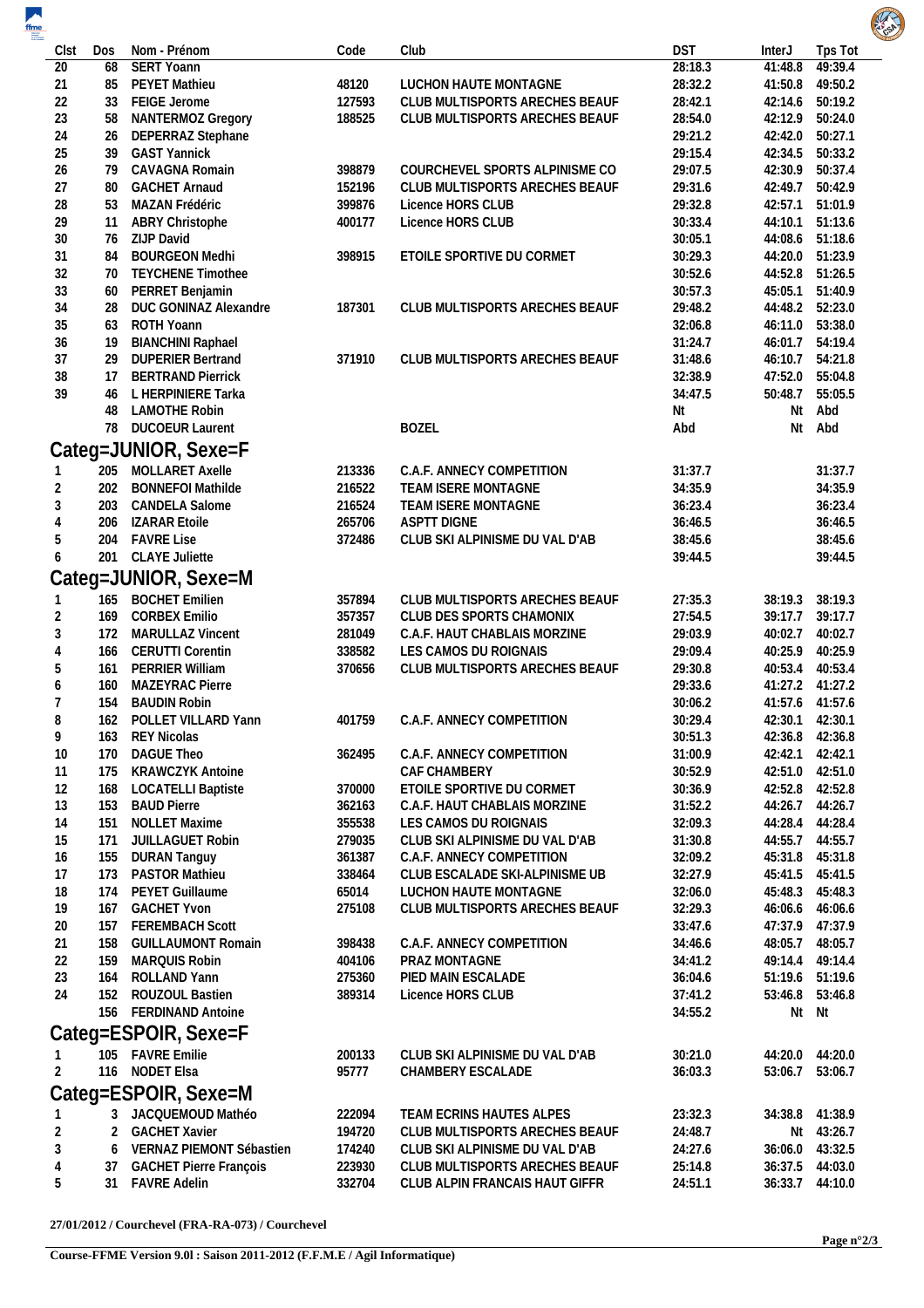| Clst | Dos | Nom - Prénom | Code | Club | DST | InterJ | Tps Tot |
|---|---|---|---|---|---|---|---|
| 20 | 68 | SERT Yoann | | | 28:18.3 | 41:48.8 | 49:39.4 |
| 21 | 85 | PEYET Mathieu | 48120 | LUCHON HAUTE MONTAGNE | 28:32.2 | 41:50.8 | 49:50.2 |
| 22 | 33 | FEIGE Jerome | 127593 | CLUB MULTISPORTS ARECHES BEAUF | 28:42.1 | 42:14.6 | 50:19.2 |
| 23 | 58 | NANTERMOZ Gregory | 188525 | CLUB MULTISPORTS ARECHES BEAUF | 28:54.0 | 42:12.9 | 50:24.0 |
| 24 | 26 | DEPERRAZ Stephane | | | 29:21.2 | 42:42.0 | 50:27.1 |
| 25 | 39 | GAST Yannick | | | 29:15.4 | 42:34.5 | 50:33.2 |
| 26 | 79 | CAVAGNA Romain | 398879 | COURCHEVEL SPORTS ALPINISME CO | 29:07.5 | 42:30.9 | 50:37.4 |
| 27 | 80 | GACHET Arnaud | 152196 | CLUB MULTISPORTS ARECHES BEAUF | 29:31.6 | 42:49.7 | 50:42.9 |
| 28 | 53 | MAZAN Frédéric | 399876 | Licence HORS CLUB | 29:32.8 | 42:57.1 | 51:01.9 |
| 29 | 11 | ABRY Christophe | 400177 | Licence HORS CLUB | 30:33.4 | 44:10.1 | 51:13.6 |
| 30 | 76 | ZIJP David | | | 30:05.1 | 44:08.6 | 51:18.6 |
| 31 | 84 | BOURGEON Medhi | 398915 | ETOILE SPORTIVE DU CORMET | 30:29.3 | 44:20.0 | 51:23.9 |
| 32 | 70 | TEYCHENE Timothee | | | 30:52.6 | 44:52.8 | 51:26.5 |
| 33 | 60 | PERRET Benjamin | | | 30:57.3 | 45:05.1 | 51:40.9 |
| 34 | 28 | DUC GONINAZ Alexandre | 187301 | CLUB MULTISPORTS ARECHES BEAUF | 29:48.2 | 44:48.2 | 52:23.0 |
| 35 | 63 | ROTH Yoann | | | 32:06.8 | 46:11.0 | 53:38.0 |
| 36 | 19 | BIANCHINI Raphael | | | 31:24.7 | 46:01.7 | 54:19.4 |
| 37 | 29 | DUPERIER Bertrand | 371910 | CLUB MULTISPORTS ARECHES BEAUF | 31:48.6 | 46:10.7 | 54:21.8 |
| 38 | 17 | BERTRAND Pierrick | | | 32:38.9 | 47:52.0 | 55:04.8 |
| 39 | 46 | L HERPINIERE Tarka | | | 34:47.5 | 50:48.7 | 55:05.5 |
| | 48 | LAMOTHE Robin | | | Nt | Nt | Abd |
| | 78 | DUCOEUR Laurent | | BOZEL | Abd | Nt | Abd |

## Categ=JUNIOR, Sexe=F

| Clst | Dos | Nom - Prénom | Code | Club | DST | InterJ | Tps Tot |
|---|---|---|---|---|---|---|---|
| 1 | 205 | MOLLARET Axelle | 213336 | C.A.F. ANNECY COMPETITION | 31:37.7 | | 31:37.7 |
| 2 | 202 | BONNEFOI Mathilde | 216522 | TEAM ISERE MONTAGNE | 34:35.9 | | 34:35.9 |
| 3 | 203 | CANDELA Salome | 216524 | TEAM ISERE MONTAGNE | 36:23.4 | | 36:23.4 |
| 4 | 206 | IZARAR Etoile | 265706 | ASPTT DIGNE | 36:46.5 | | 36:46.5 |
| 5 | 204 | FAVRE Lise | 372486 | CLUB SKI ALPINISME DU VAL D'AB | 38:45.6 | | 38:45.6 |
| 6 | 201 | CLAYE Juliette | | | 39:44.5 | | 39:44.5 |

## Categ=JUNIOR, Sexe=M

| Clst | Dos | Nom - Prénom | Code | Club | DST | InterJ | Tps Tot |
|---|---|---|---|---|---|---|---|
| 1 | 165 | BOCHET Emilien | 357894 | CLUB MULTISPORTS ARECHES BEAUF | 27:35.3 | 38:19.3 | 38:19.3 |
| 2 | 169 | CORBEX Emilio | 357357 | CLUB DES SPORTS CHAMONIX | 27:54.5 | 39:17.7 | 39:17.7 |
| 3 | 172 | MARULLAZ Vincent | 281049 | C.A.F. HAUT CHABLAIS MORZINE | 29:03.9 | 40:02.7 | 40:02.7 |
| 4 | 166 | CERUTTI Corentin | 338582 | LES CAMOS DU ROIGNAIS | 29:09.4 | 40:25.9 | 40:25.9 |
| 5 | 161 | PERRIER William | 370656 | CLUB MULTISPORTS ARECHES BEAUF | 29:30.8 | 40:53.4 | 40:53.4 |
| 6 | 160 | MAZEYRAC Pierre | | | 29:33.6 | 41:27.2 | 41:27.2 |
| 7 | 154 | BAUDIN Robin | | | 30:06.2 | 41:57.6 | 41:57.6 |
| 8 | 162 | POLLET VILLARD Yann | 401759 | C.A.F. ANNECY COMPETITION | 30:29.4 | 42:30.1 | 42:30.1 |
| 9 | 163 | REY Nicolas | | | 30:51.3 | 42:36.8 | 42:36.8 |
| 10 | 170 | DAGUE Theo | 362495 | C.A.F. ANNECY COMPETITION | 31:00.9 | 42:42.1 | 42:42.1 |
| 11 | 175 | KRAWCZYK Antoine | | CAF CHAMBERY | 30:52.9 | 42:51.0 | 42:51.0 |
| 12 | 168 | LOCATELLI Baptiste | 370000 | ETOILE SPORTIVE DU CORMET | 30:36.9 | 42:52.8 | 42:52.8 |
| 13 | 153 | BAUD Pierre | 362163 | C.A.F. HAUT CHABLAIS MORZINE | 31:52.2 | 44:26.7 | 44:26.7 |
| 14 | 151 | NOLLET Maxime | 355538 | LES CAMOS DU ROIGNAIS | 32:09.3 | 44:28.4 | 44:28.4 |
| 15 | 171 | JUILLAGUET Robin | 279035 | CLUB SKI ALPINISME DU VAL D'AB | 31:30.8 | 44:55.7 | 44:55.7 |
| 16 | 155 | DURAN Tanguy | 361387 | C.A.F. ANNECY COMPETITION | 32:09.2 | 45:31.8 | 45:31.8 |
| 17 | 173 | PASTOR Mathieu | 338464 | CLUB ESCALADE SKI-ALPINISME UB | 32:27.9 | 45:41.5 | 45:41.5 |
| 18 | 174 | PEYET Guillaume | 65014 | LUCHON HAUTE MONTAGNE | 32:06.0 | 45:48.3 | 45:48.3 |
| 19 | 167 | GACHET Yvon | 275108 | CLUB MULTISPORTS ARECHES BEAUF | 32:29.3 | 46:06.6 | 46:06.6 |
| 20 | 157 | FEREMBACH Scott | | | 33:47.6 | 47:37.9 | 47:37.9 |
| 21 | 158 | GUILLAUMONT Romain | 398438 | C.A.F. ANNECY COMPETITION | 34:46.6 | 48:05.7 | 48:05.7 |
| 22 | 159 | MARQUIS Robin | 404106 | PRAZ MONTAGNE | 34:41.2 | 49:14.4 | 49:14.4 |
| 23 | 164 | ROLLAND Yann | 275360 | PIED MAIN ESCALADE | 36:04.6 | 51:19.6 | 51:19.6 |
| 24 | 152 | ROUZOUL Bastien | 389314 | Licence HORS CLUB | 37:41.2 | 53:46.8 | 53:46.8 |
| | 156 | FERDINAND Antoine | | | 34:55.2 | Nt | Nt |

## Categ=ESPOIR, Sexe=F

| Clst | Dos | Nom - Prénom | Code | Club | DST | InterJ | Tps Tot |
|---|---|---|---|---|---|---|---|
| 1 | 105 | FAVRE Emilie | 200133 | CLUB SKI ALPINISME DU VAL D'AB | 30:21.0 | 44:20.0 | 44:20.0 |
| 2 | 116 | NODET Elsa | 95777 | CHAMBERY ESCALADE | 36:03.3 | 53:06.7 | 53:06.7 |

## Categ=ESPOIR, Sexe=M

| Clst | Dos | Nom - Prénom | Code | Club | DST | InterJ | Tps Tot |
|---|---|---|---|---|---|---|---|
| 1 | 3 | JACQUEMOUD Mathéo | 222094 | TEAM ECRINS HAUTES ALPES | 23:32.3 | 34:38.8 | 41:38.9 |
| 2 | 2 | GACHET Xavier | 194720 | CLUB MULTISPORTS ARECHES BEAUF | 24:48.7 | Nt | 43:26.7 |
| 3 | 6 | VERNAZ PIEMONT Sébastien | 174240 | CLUB SKI ALPINISME DU VAL D'AB | 24:27.6 | 36:06.0 | 43:32.5 |
| 4 | 37 | GACHET Pierre François | 223930 | CLUB MULTISPORTS ARECHES BEAUF | 25:14.8 | 36:37.5 | 44:03.0 |
| 5 | 31 | FAVRE Adelin | 332704 | CLUB ALPIN FRANCAIS HAUT GIFFR | 24:51.1 | 36:33.7 | 44:10.0 |

**27/01/2012 / Courchevel (FRA-RA-073) / Courchevel**

**Course-FFME Version 9.0l : Saison 2011-2012 (F.F.M.E / Agil Informatique)**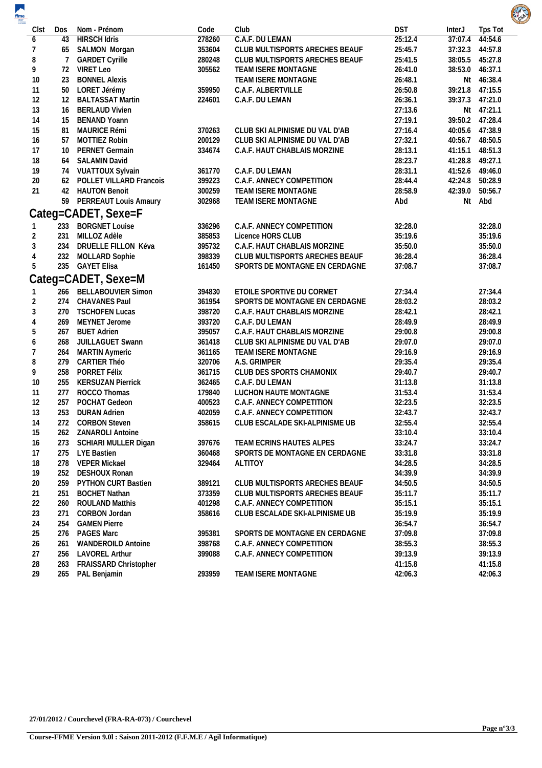| Clst | Dos | Nom - Prénom | Code | Club | DST | InterJ | Tps Tot |
|---|---|---|---|---|---|---|---|
| 6 | 43 | HIRSCH Idris | 278260 | C.A.F. DU LEMAN | 25:12.4 | 37:07.4 | 44:54.6 |
| 7 | 65 | SALMON Morgan | 353604 | CLUB MULTISPORTS ARECHES BEAUF | 25:45.7 | 37:32.3 | 44:57.8 |
| 8 | 7 | GARDET Cyrille | 280248 | CLUB MULTISPORTS ARECHES BEAUF | 25:41.5 | 38:05.5 | 45:27.8 |
| 9 | 72 | VIRET Leo | 305562 | TEAM ISERE MONTAGNE | 26:41.0 | 38:53.0 | 46:37.1 |
| 10 | 23 | BONNEL Alexis | | TEAM ISERE MONTAGNE | 26:48.1 | Nt | 46:38.4 |
| 11 | 50 | LORET Jérémy | 359950 | C.A.F. ALBERTVILLE | 26:50.8 | 39:21.8 | 47:15.5 |
| 12 | 12 | BALTASSAT Martin | 224601 | C.A.F. DU LEMAN | 26:36.1 | 39:37.3 | 47:21.0 |
| 13 | 16 | BERLAUD Vivien | | | 27:13.6 | Nt | 47:21.1 |
| 14 | 15 | BENAND Yoann | | | 27:19.1 | 39:50.2 | 47:28.4 |
| 15 | 81 | MAURICE Rémi | 370263 | CLUB SKI ALPINISME DU VAL D'AB | 27:16.4 | 40:05.6 | 47:38.9 |
| 16 | 57 | MOTTIEZ Robin | 200129 | CLUB SKI ALPINISME DU VAL D'AB | 27:32.1 | 40:56.7 | 48:50.5 |
| 17 | 10 | PERNET Germain | 334674 | C.A.F. HAUT CHABLAIS MORZINE | 28:13.1 | 41:15.1 | 48:51.3 |
| 18 | 64 | SALAMIN David | | | 28:23.7 | 41:28.8 | 49:27.1 |
| 19 | 74 | VUATTOUX Sylvain | 361770 | C.A.F. DU LEMAN | 28:31.1 | 41:52.6 | 49:46.0 |
| 20 | 62 | POLLET VILLARD Francois | 399223 | C.A.F. ANNECY COMPETITION | 28:44.4 | 42:24.8 | 50:28.9 |
| 21 | 42 | HAUTON Benoit | 300259 | TEAM ISERE MONTAGNE | 28:58.9 | 42:39.0 | 50:56.7 |
| | 59 | PERREAULT Louis Amaury | 302968 | TEAM ISERE MONTAGNE | Abd | Nt | Abd |

## Categ=CADET, Sexe=F

| Clst | Dos | Nom - Prénom | Code | Club | DST | InterJ | Tps Tot |
|---|---|---|---|---|---|---|---|
| 1 | 233 | BORGNET Louise | 336296 | C.A.F. ANNECY COMPETITION | 32:28.0 | | 32:28.0 |
| 2 | 231 | MILLOZ Adèle | 385853 | Licence HORS CLUB | 35:19.6 | | 35:19.6 |
| 3 | 234 | DRUELLE FILLON Kéva | 395732 | C.A.F. HAUT CHABLAIS MORZINE | 35:50.0 | | 35:50.0 |
| 4 | 232 | MOLLARD Sophie | 398339 | CLUB MULTISPORTS ARECHES BEAUF | 36:28.4 | | 36:28.4 |
| 5 | 235 | GAYET Elisa | 161450 | SPORTS DE MONTAGNE EN CERDAGNE | 37:08.7 | | 37:08.7 |

## Categ=CADET, Sexe=M

| Clst | Dos | Nom - Prénom | Code | Club | DST | InterJ | Tps Tot |
|---|---|---|---|---|---|---|---|
| 1 | 266 | BELLABOUVIER Simon | 394830 | ETOILE SPORTIVE DU CORMET | 27:34.4 | | 27:34.4 |
| 2 | 274 | CHAVANES Paul | 361954 | SPORTS DE MONTAGNE EN CERDAGNE | 28:03.2 | | 28:03.2 |
| 3 | 270 | TSCHOFEN Lucas | 398720 | C.A.F. HAUT CHABLAIS MORZINE | 28:42.1 | | 28:42.1 |
| 4 | 269 | MEYNET Jerome | 393720 | C.A.F. DU LEMAN | 28:49.9 | | 28:49.9 |
| 5 | 267 | BUET Adrien | 395057 | C.A.F. HAUT CHABLAIS MORZINE | 29:00.8 | | 29:00.8 |
| 6 | 268 | JUILLAGUET Swann | 361418 | CLUB SKI ALPINISME DU VAL D'AB | 29:07.0 | | 29:07.0 |
| 7 | 264 | MARTIN Aymeric | 361165 | TEAM ISERE MONTAGNE | 29:16.9 | | 29:16.9 |
| 8 | 279 | CARTIER Théo | 320706 | A.S. GRIMPER | 29:35.4 | | 29:35.4 |
| 9 | 258 | PORRET Félix | 361715 | CLUB DES SPORTS CHAMONIX | 29:40.7 | | 29:40.7 |
| 10 | 255 | KERSUZAN Pierrick | 362465 | C.A.F. DU LEMAN | 31:13.8 | | 31:13.8 |
| 11 | 277 | ROCCO Thomas | 179840 | LUCHON HAUTE MONTAGNE | 31:53.4 | | 31:53.4 |
| 12 | 257 | POCHAT Gedeon | 400523 | C.A.F. ANNECY COMPETITION | 32:23.5 | | 32:23.5 |
| 13 | 253 | DURAN Adrien | 402059 | C.A.F. ANNECY COMPETITION | 32:43.7 | | 32:43.7 |
| 14 | 272 | CORBON Steven | 358615 | CLUB ESCALADE SKI-ALPINISME UB | 32:55.4 | | 32:55.4 |
| 15 | 262 | ZANAROLI Antoine | | | 33:10.4 | | 33:10.4 |
| 16 | 273 | SCHIARI MULLER Digan | 397676 | TEAM ECRINS HAUTES ALPES | 33:24.7 | | 33:24.7 |
| 17 | 275 | LYE Bastien | 360468 | SPORTS DE MONTAGNE EN CERDAGNE | 33:31.8 | | 33:31.8 |
| 18 | 278 | VEPER Mickael | 329464 | ALTITOY | 34:28.5 | | 34:28.5 |
| 19 | 252 | DESHOUX Ronan | | | 34:39.9 | | 34:39.9 |
| 20 | 259 | PYTHON CURT Bastien | 389121 | CLUB MULTISPORTS ARECHES BEAUF | 34:50.5 | | 34:50.5 |
| 21 | 251 | BOCHET Nathan | 373359 | CLUB MULTISPORTS ARECHES BEAUF | 35:11.7 | | 35:11.7 |
| 22 | 260 | ROULAND Matthis | 401298 | C.A.F. ANNECY COMPETITION | 35:15.1 | | 35:15.1 |
| 23 | 271 | CORBON Jordan | 358616 | CLUB ESCALADE SKI-ALPINISME UB | 35:19.9 | | 35:19.9 |
| 24 | 254 | GAMEN Pierre | | | 36:54.7 | | 36:54.7 |
| 25 | 276 | PAGES Marc | 395381 | SPORTS DE MONTAGNE EN CERDAGNE | 37:09.8 | | 37:09.8 |
| 26 | 261 | WANDEROILD Antoine | 398768 | C.A.F. ANNECY COMPETITION | 38:55.3 | | 38:55.3 |
| 27 | 256 | LAVOREL Arthur | 399088 | C.A.F. ANNECY COMPETITION | 39:13.9 | | 39:13.9 |
| 28 | 263 | FRAISSARD Christopher | | | 41:15.8 | | 41:15.8 |
| 29 | 265 | PAL Benjamin | 293959 | TEAM ISERE MONTAGNE | 42:06.3 | | 42:06.3 |

**27/01/2012 / Courchevel (FRA-RA-073) / Courchevel**

**Course-FFME Version 9.0l : Saison 2011-2012 (F.F.M.E / Agil Informatique)**